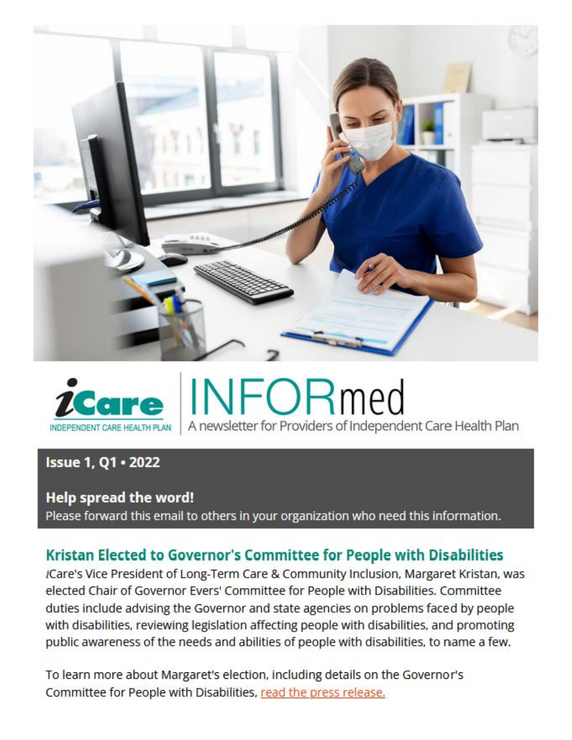iCare INDEPENDENT CARE HEALTH PLAN

# INFORmed

A newsletter for Providers of Independent Care Health Plan

**Issue 1, Q1 • 2022**

**Help spread the word!**
Please forward this email to others in your organization who need this information.

## Kristan Elected to Governor's Committee for People with Disabilities

*i*Care's Vice President of Long-Term Care & Community Inclusion, Margaret Kristan, was elected Chair of Governor Evers' Committee for People with Disabilities. Committee duties include advising the Governor and state agencies on problems faced by people with disabilities, reviewing legislation affecting people with disabilities, and promoting public awareness of the needs and abilities of people with disabilities, to name a few.

To learn more about Margaret's election, including details on the Governor's Committee for People with Disabilities, read the press release.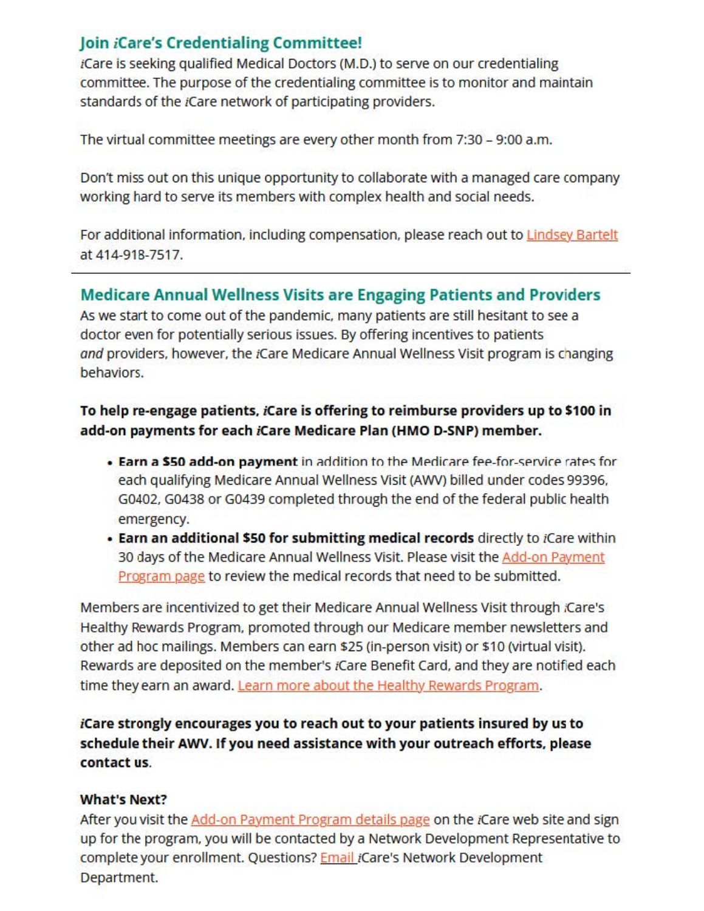## Join *i*Care's Credentialing Committee!

*i*Care is seeking qualified Medical Doctors (M.D.) to serve on our credentialing committee. The purpose of the credentialing committee is to monitor and maintain standards of the *i*Care network of participating providers.

The virtual committee meetings are every other month from 7:30 – 9:00 a.m.

Don't miss out on this unique opportunity to collaborate with a managed care company working hard to serve its members with complex health and social needs.

For additional information, including compensation, please reach out to Lindsey Bartelt at 414-918-7517.

---

## Medicare Annual Wellness Visits are Engaging Patients and Providers

As we start to come out of the pandemic, many patients are still hesitant to see a doctor even for potentially serious issues. By offering incentives to patients *and* providers, however, the *i*Care Medicare Annual Wellness Visit program is changing behaviors.

**To help re-engage patients, *i*Care is offering to reimburse providers up to $100 in add-on payments for each *i*Care Medicare Plan (HMO D-SNP) member.**

- **Earn a $50 add-on payment** in addition to the Medicare fee-for-service rates for each qualifying Medicare Annual Wellness Visit (AWV) billed under codes 99396, G0402, G0438 or G0439 completed through the end of the federal public health emergency.
- **Earn an additional $50 for submitting medical records** directly to *i*Care within 30 days of the Medicare Annual Wellness Visit. Please visit the Add-on Payment Program page to review the medical records that need to be submitted.

Members are incentivized to get their Medicare Annual Wellness Visit through *i*Care's Healthy Rewards Program, promoted through our Medicare member newsletters and other ad hoc mailings. Members can earn $25 (in-person visit) or $10 (virtual visit). Rewards are deposited on the member's *i*Care Benefit Card, and they are notified each time they earn an award. Learn more about the Healthy Rewards Program.

***i*Care strongly encourages you to reach out to your patients insured by us to schedule their AWV. If you need assistance with your outreach efforts, please contact us.**

### What's Next?

After you visit the Add-on Payment Program details page on the *i*Care web site and sign up for the program, you will be contacted by a Network Development Representative to complete your enrollment. Questions? Email *i*Care's Network Development Department.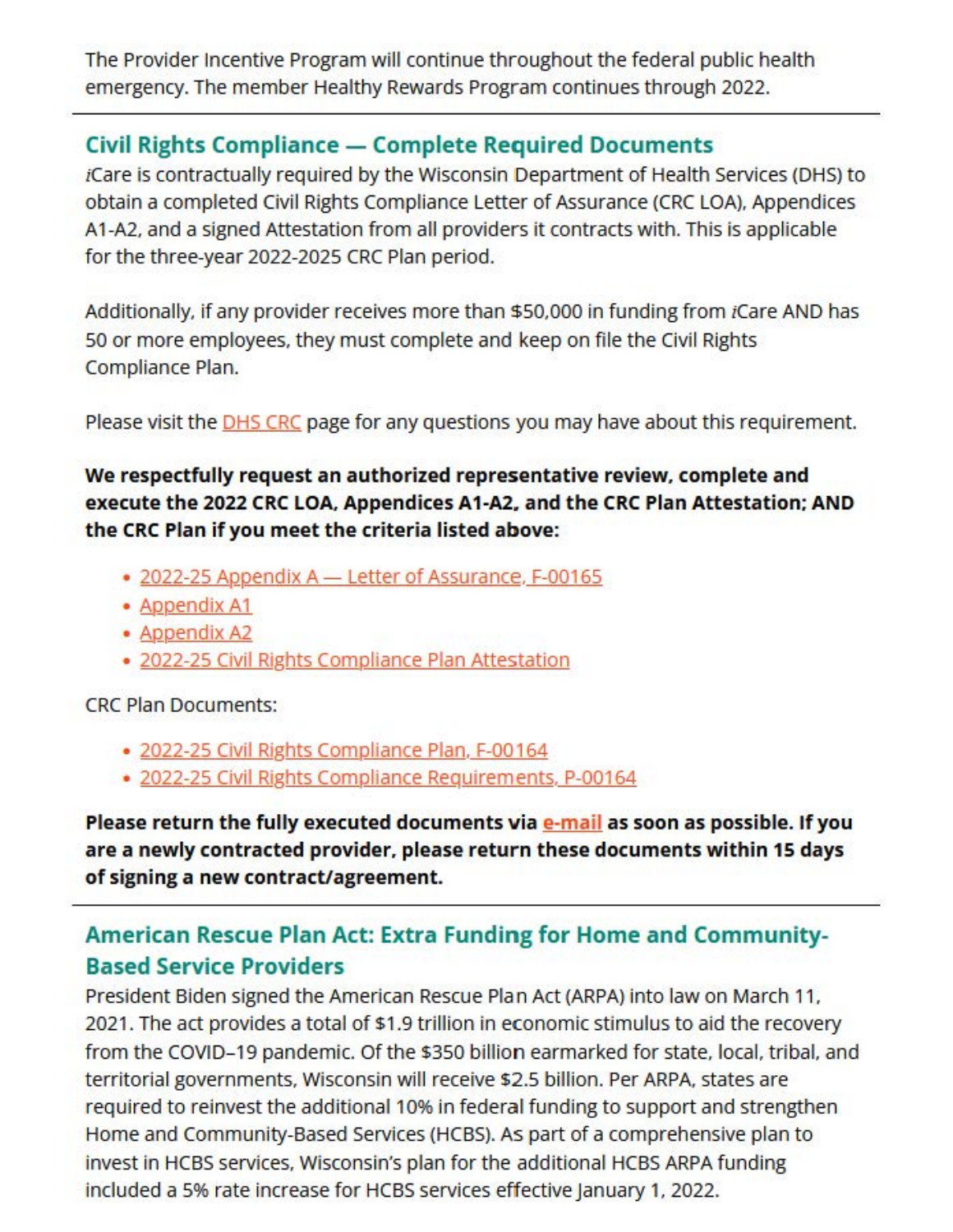The Provider Incentive Program will continue throughout the federal public health emergency. The member Healthy Rewards Program continues through 2022.

---

## Civil Rights Compliance — Complete Required Documents

*i*Care is contractually required by the Wisconsin Department of Health Services (DHS) to obtain a completed Civil Rights Compliance Letter of Assurance (CRC LOA), Appendices A1-A2, and a signed Attestation from all providers it contracts with. This is applicable for the three-year 2022-2025 CRC Plan period.

Additionally, if any provider receives more than $50,000 in funding from *i*Care AND has 50 or more employees, they must complete and keep on file the Civil Rights Compliance Plan.

Please visit the DHS CRC page for any questions you may have about this requirement.

**We respectfully request an authorized representative review, complete and execute the 2022 CRC LOA, Appendices A1-A2, and the CRC Plan Attestation; AND the CRC Plan if you meet the criteria listed above:**

- 2022-25 Appendix A — Letter of Assurance, F-00165
- Appendix A1
- Appendix A2
- 2022-25 Civil Rights Compliance Plan Attestation

CRC Plan Documents:

- 2022-25 Civil Rights Compliance Plan, F-00164
- 2022-25 Civil Rights Compliance Requirements, P-00164

**Please return the fully executed documents via e-mail as soon as possible. If you are a newly contracted provider, please return these documents within 15 days of signing a new contract/agreement.**

---

## American Rescue Plan Act: Extra Funding for Home and Community-Based Service Providers

President Biden signed the American Rescue Plan Act (ARPA) into law on March 11, 2021. The act provides a total of $1.9 trillion in economic stimulus to aid the recovery from the COVID–19 pandemic. Of the $350 billion earmarked for state, local, tribal, and territorial governments, Wisconsin will receive $2.5 billion. Per ARPA, states are required to reinvest the additional 10% in federal funding to support and strengthen Home and Community-Based Services (HCBS). As part of a comprehensive plan to invest in HCBS services, Wisconsin's plan for the additional HCBS ARPA funding included a 5% rate increase for HCBS services effective January 1, 2022.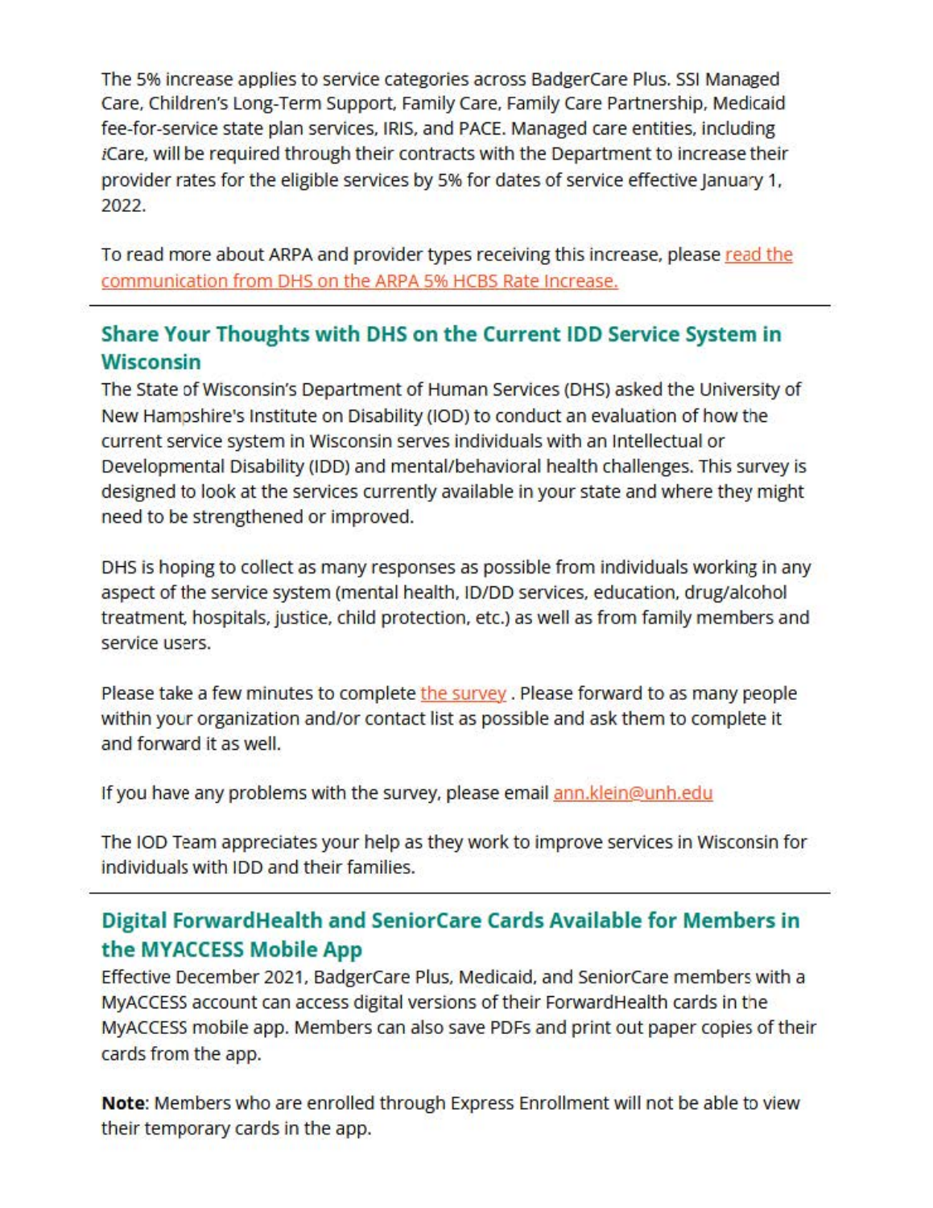The 5% increase applies to service categories across BadgerCare Plus. SSI Managed Care, Children's Long-Term Support, Family Care, Family Care Partnership, Medicaid fee-for-service state plan services, IRIS, and PACE. Managed care entities, including *i*Care, will be required through their contracts with the Department to increase their provider rates for the eligible services by 5% for dates of service effective January 1, 2022.

To read more about ARPA and provider types receiving this increase, please read the communication from DHS on the ARPA 5% HCBS Rate Increase.

---

## Share Your Thoughts with DHS on the Current IDD Service System in Wisconsin

The State of Wisconsin's Department of Human Services (DHS) asked the University of New Hampshire's Institute on Disability (IOD) to conduct an evaluation of how the current service system in Wisconsin serves individuals with an Intellectual or Developmental Disability (IDD) and mental/behavioral health challenges. This survey is designed to look at the services currently available in your state and where they might need to be strengthened or improved.

DHS is hoping to collect as many responses as possible from individuals working in any aspect of the service system (mental health, ID/DD services, education, drug/alcohol treatment, hospitals, justice, child protection, etc.) as well as from family members and service users.

Please take a few minutes to complete the survey . Please forward to as many people within your organization and/or contact list as possible and ask them to complete it and forward it as well.

If you have any problems with the survey, please email ann.klein@unh.edu

The IOD Team appreciates your help as they work to improve services in Wisconsin for individuals with IDD and their families.

---

## Digital ForwardHealth and SeniorCare Cards Available for Members in the MYACCESS Mobile App

Effective December 2021, BadgerCare Plus, Medicaid, and SeniorCare members with a MyACCESS account can access digital versions of their ForwardHealth cards in the MyACCESS mobile app. Members can also save PDFs and print out paper copies of their cards from the app.

**Note**: Members who are enrolled through Express Enrollment will not be able to view their temporary cards in the app.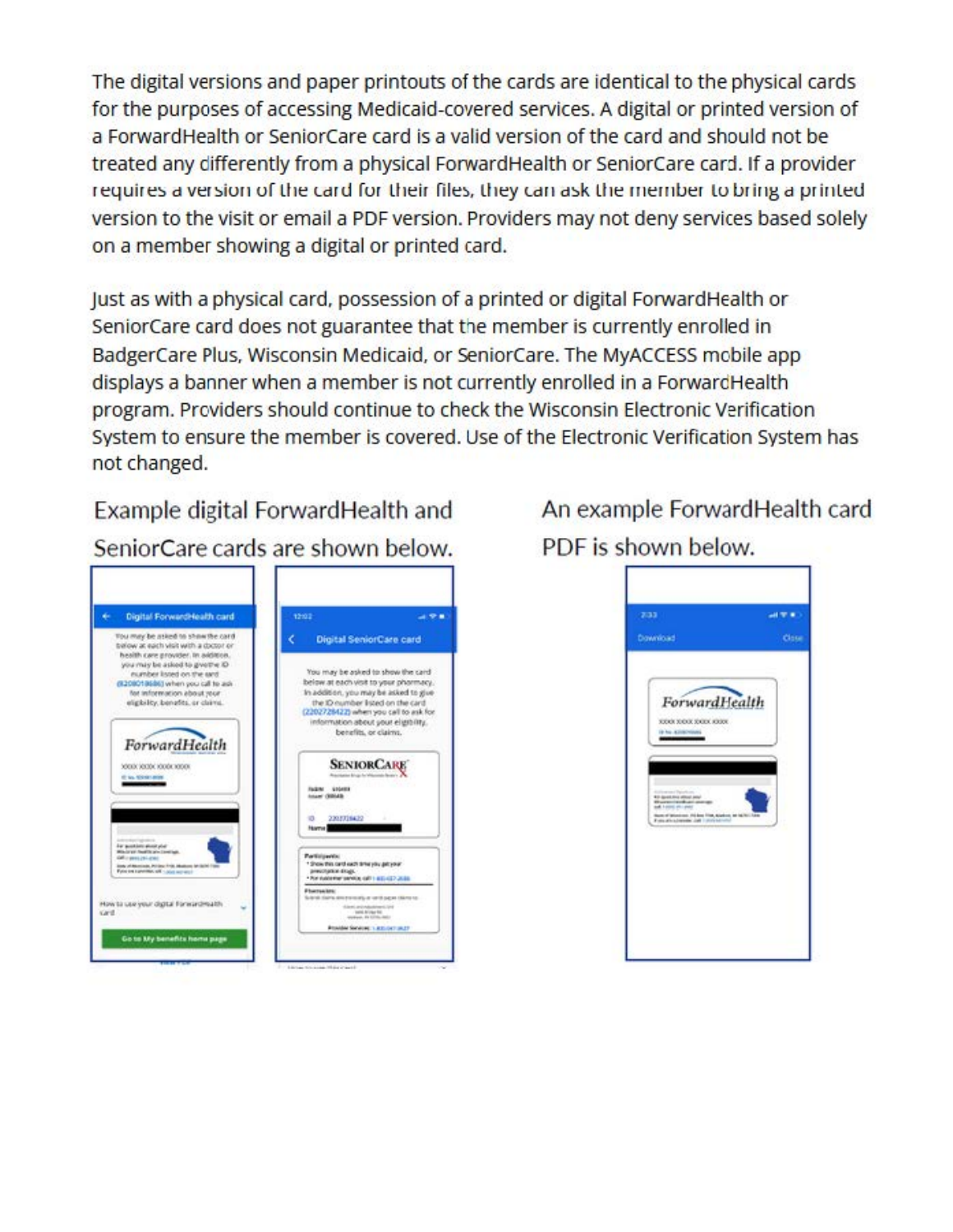The digital versions and paper printouts of the cards are identical to the physical cards for the purposes of accessing Medicaid-covered services. A digital or printed version of a ForwardHealth or SeniorCare card is a valid version of the card and should not be treated any differently from a physical ForwardHealth or SeniorCare card. If a provider requires a version of the card for their files, they can ask the member to bring a printed version to the visit or email a PDF version. Providers may not deny services based solely on a member showing a digital or printed card.

Just as with a physical card, possession of a printed or digital ForwardHealth or SeniorCare card does not guarantee that the member is currently enrolled in BadgerCare Plus, Wisconsin Medicaid, or SeniorCare. The MyACCESS mobile app displays a banner when a member is not currently enrolled in a ForwardHealth program. Providers should continue to check the Wisconsin Electronic Verification System to ensure the member is covered. Use of the Electronic Verification System has not changed.

Example digital ForwardHealth and SeniorCare cards are shown below.

An example ForwardHealth card PDF is shown below.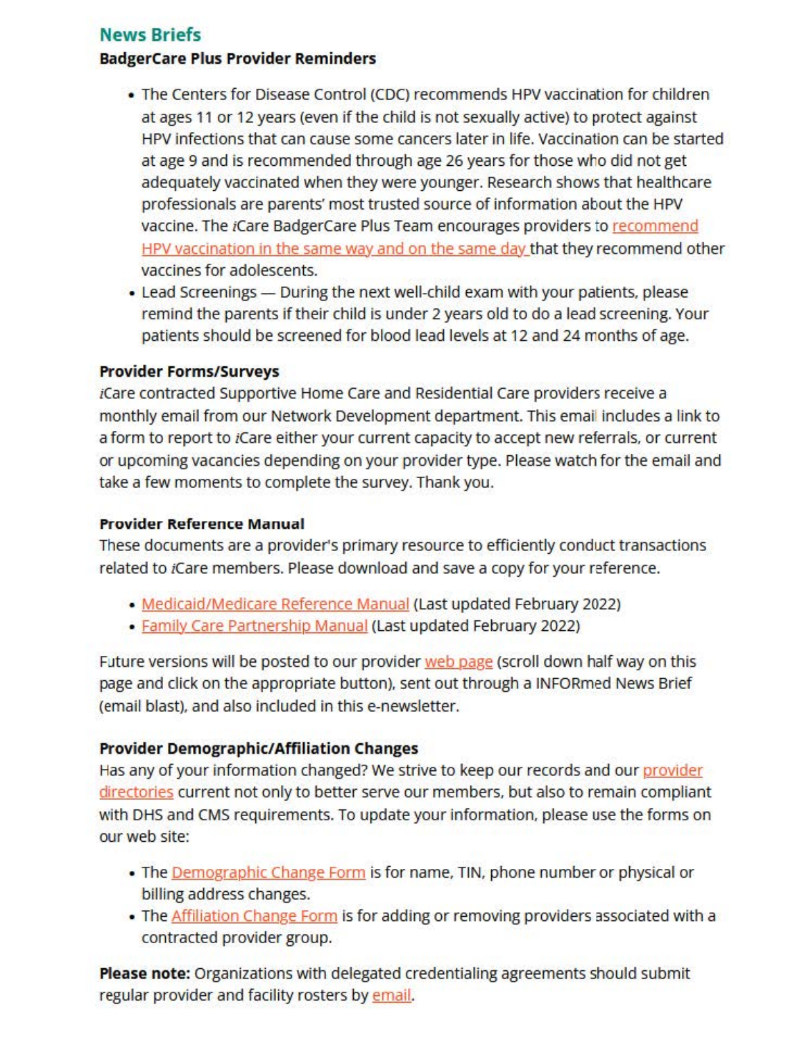## News Briefs

### BadgerCare Plus Provider Reminders

- The Centers for Disease Control (CDC) recommends HPV vaccination for children at ages 11 or 12 years (even if the child is not sexually active) to protect against HPV infections that can cause some cancers later in life. Vaccination can be started at age 9 and is recommended through age 26 years for those who did not get adequately vaccinated when they were younger. Research shows that healthcare professionals are parents' most trusted source of information about the HPV vaccine. The *i*Care BadgerCare Plus Team encourages providers to recommend HPV vaccination in the same way and on the same day that they recommend other vaccines for adolescents.
- Lead Screenings — During the next well-child exam with your patients, please remind the parents if their child is under 2 years old to do a lead screening. Your patients should be screened for blood lead levels at 12 and 24 months of age.

### Provider Forms/Surveys

*i*Care contracted Supportive Home Care and Residential Care providers receive a monthly email from our Network Development department. This email includes a link to a form to report to *i*Care either your current capacity to accept new referrals, or current or upcoming vacancies depending on your provider type. Please watch for the email and take a few moments to complete the survey. Thank you.

### Provider Reference Manual

These documents are a provider's primary resource to efficiently conduct transactions related to *i*Care members. Please download and save a copy for your reference.

- Medicaid/Medicare Reference Manual (Last updated February 2022)
- Family Care Partnership Manual (Last updated February 2022)

Future versions will be posted to our provider web page (scroll down half way on this page and click on the appropriate button), sent out through a INFORmed News Brief (email blast), and also included in this e-newsletter.

### Provider Demographic/Affiliation Changes

Has any of your information changed? We strive to keep our records and our provider directories current not only to better serve our members, but also to remain compliant with DHS and CMS requirements. To update your information, please use the forms on our web site:

- The Demographic Change Form is for name, TIN, phone number or physical or billing address changes.
- The Affiliation Change Form is for adding or removing providers associated with a contracted provider group.

**Please note:** Organizations with delegated credentialing agreements should submit regular provider and facility rosters by email.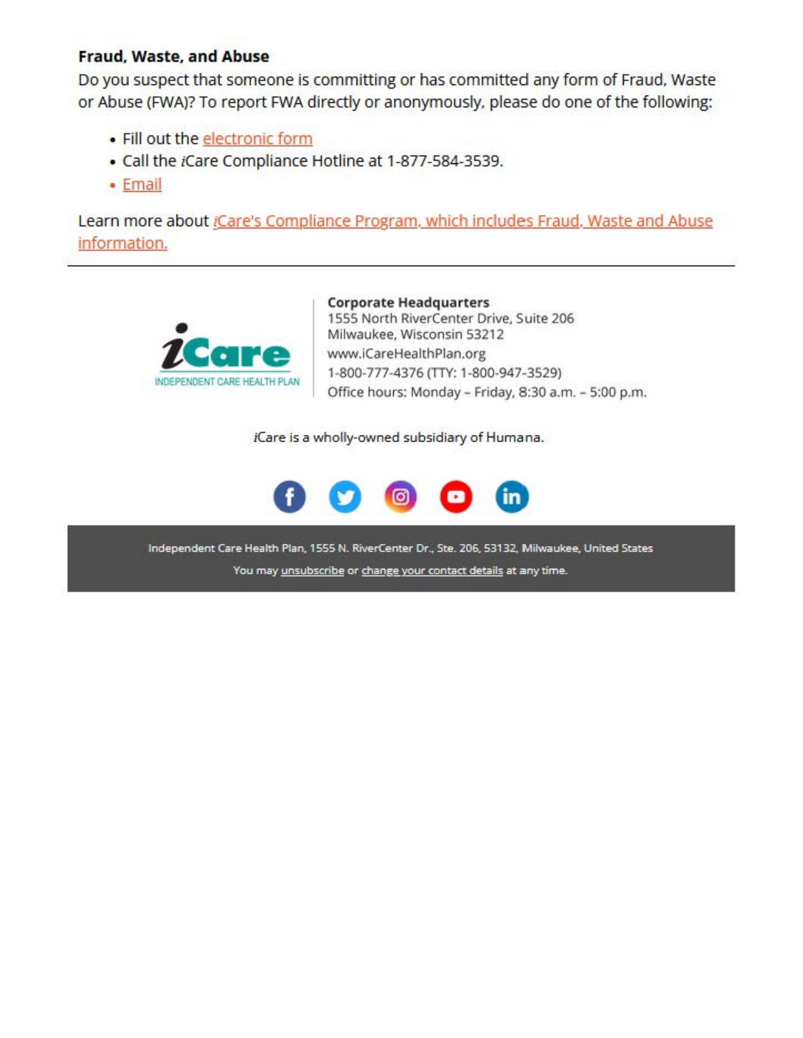### Fraud, Waste, and Abuse

Do you suspect that someone is committing or has committed any form of Fraud, Waste or Abuse (FWA)? To report FWA directly or anonymously, please do one of the following:

- Fill out the electronic form
- Call the *i*Care Compliance Hotline at 1-877-584-3539.
- Email

Learn more about *i*Care's Compliance Program, which includes Fraud, Waste and Abuse information.

---

*i*Care
INDEPENDENT CARE HEALTH PLAN

**Corporate Headquarters**
1555 North RiverCenter Drive, Suite 206
Milwaukee, Wisconsin 53212
www.iCareHealthPlan.org
1-800-777-4376 (TTY: 1-800-947-3529)
Office hours: Monday – Friday, 8:30 a.m. – 5:00 p.m.

*i*Care is a wholly-owned subsidiary of Humana.

Independent Care Health Plan, 1555 N. RiverCenter Dr., Ste. 206, 53132, Milwaukee, United States

You may unsubscribe or change your contact details at any time.